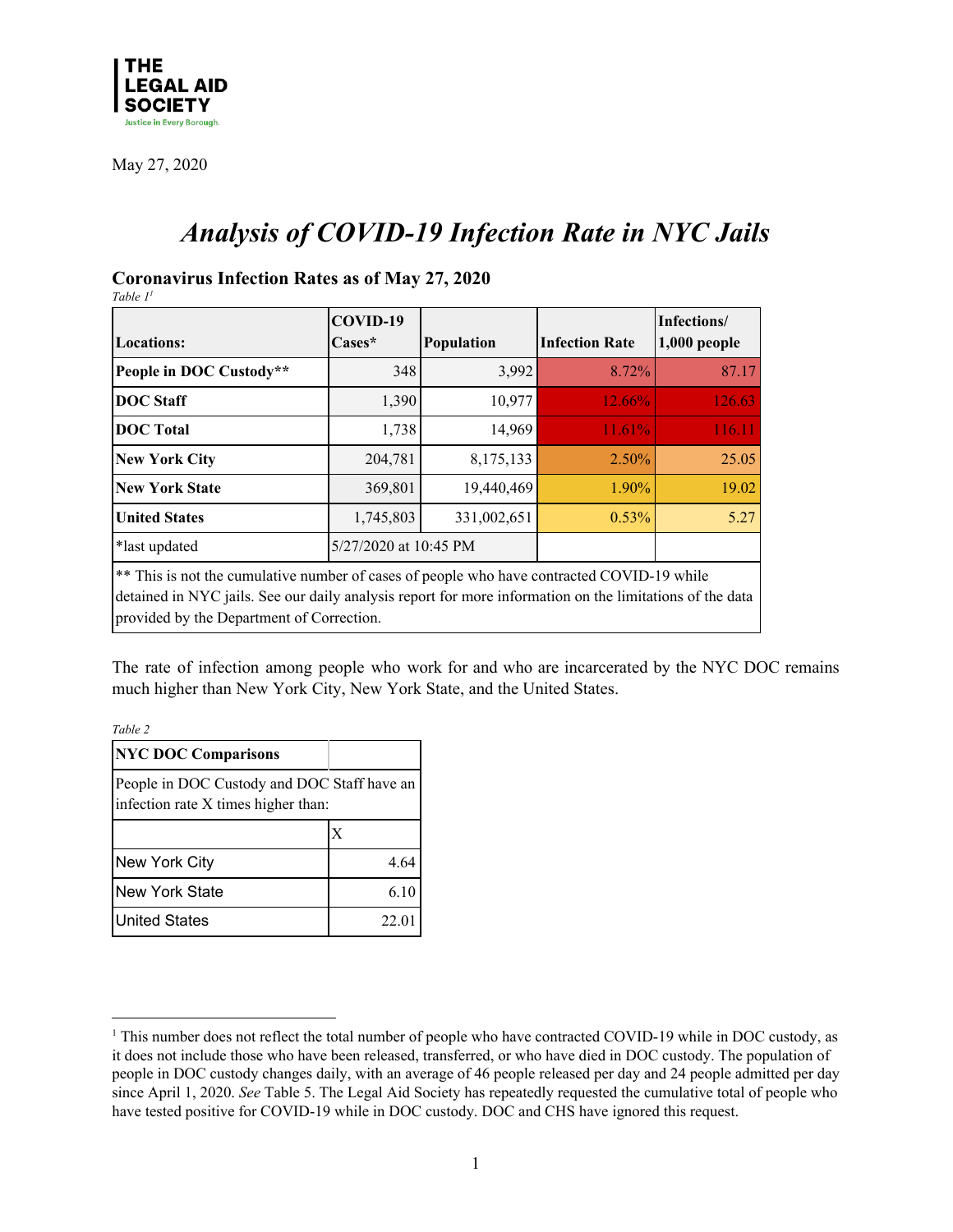**THE LEGAL AID SOCIETY**
Justice in Every Borough.

May 27, 2020

# *Analysis of COVID-19 Infection Rate in NYC Jails*

## Coronavirus Infection Rates as of May 27, 2020

*Table 1*[1]

| Locations: | COVID-19 Cases* | Population | Infection Rate | Infections/ 1,000 people |
|---|---|---|---|---|
| **People in DOC Custody**** | 348 | 3,992 | 8.72% | 87.17 |
| **DOC Staff** | 1,390 | 10,977 | 12.66% | 126.63 |
| **DOC Total** | 1,738 | 14,969 | 11.61% | 116.11 |
| **New York City** | 204,781 | 8,175,133 | 2.50% | 25.05 |
| **New York State** | 369,801 | 19,440,469 | 1.90% | 19.02 |
| **United States** | 1,745,803 | 331,002,651 | 0.53% | 5.27 |
| *last updated | 5/27/2020 at 10:45 PM | | | |

** This is not the cumulative number of cases of people who have contracted COVID-19 while detained in NYC jails. See our daily analysis report for more information on the limitations of the data provided by the Department of Correction.

The rate of infection among people who work for and who are incarcerated by the NYC DOC remains much higher than New York City, New York State, and the United States.

*Table 2*

| NYC DOC Comparisons | |
|---|---|
| People in DOC Custody and DOC Staff have an infection rate X times higher than: | |
| | X |
| New York City | 4.64 |
| New York State | 6.10 |
| United States | 22.01 |

[1] This number does not reflect the total number of people who have contracted COVID-19 while in DOC custody, as it does not include those who have been released, transferred, or who have died in DOC custody. The population of people in DOC custody changes daily, with an average of 46 people released per day and 24 people admitted per day since April 1, 2020. *See* Table 5. The Legal Aid Society has repeatedly requested the cumulative total of people who have tested positive for COVID-19 while in DOC custody. DOC and CHS have ignored this request.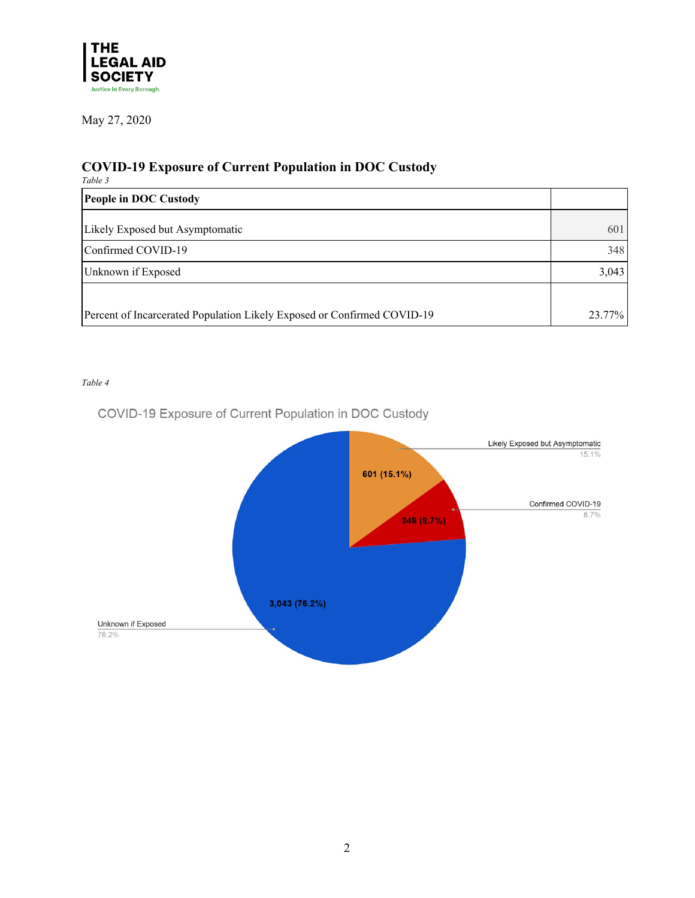May 27, 2020

## COVID-19 Exposure of Current Population in DOC Custody

*Table 3*

| People in DOC Custody | |
|---|---|
| Likely Exposed but Asymptomatic | 601 |
| Confirmed COVID-19 | 348 |
| Unknown if Exposed | 3,043 |
| Percent of Incarcerated Population Likely Exposed or Confirmed COVID-19 | 23.77% |

*Table 4*

COVID-19 Exposure of Current Population in DOC Custody

| Category | Count (Percent) |
|---|---|
| Likely Exposed but Asymptomatic | 601 (15.1%) |
| Confirmed COVID-19 | 348 (8.7%) |
| Unknown if Exposed | 3,043 (76.2%) |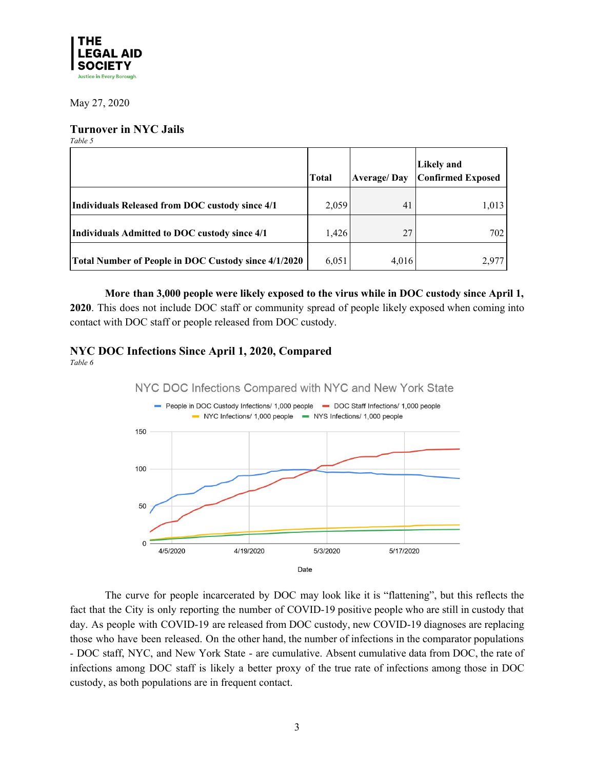May 27, 2020

## Turnover in NYC Jails

*Table 5*

| | Total | Average/ Day | Likely and Confirmed Exposed |
|---|---|---|---|
| **Individuals Released from DOC custody since 4/1** | 2,059 | 41 | 1,013 |
| **Individuals Admitted to DOC custody since 4/1** | 1,426 | 27 | 702 |
| **Total Number of People in DOC Custody since 4/1/2020** | 6,051 | 4,016 | 2,977 |

**More than 3,000 people were likely exposed to the virus while in DOC custody since April 1, 2020**. This does not include DOC staff or community spread of people likely exposed when coming into contact with DOC staff or people released from DOC custody.

## NYC DOC Infections Since April 1, 2020, Compared

*Table 6*

The curve for people incarcerated by DOC may look like it is "flattening", but this reflects the fact that the City is only reporting the number of COVID-19 positive people who are still in custody that day. As people with COVID-19 are released from DOC custody, new COVID-19 diagnoses are replacing those who have been released. On the other hand, the number of infections in the comparator populations - DOC staff, NYC, and New York State - are cumulative. Absent cumulative data from DOC, the rate of infections among DOC staff is likely a better proxy of the true rate of infections among those in DOC custody, as both populations are in frequent contact.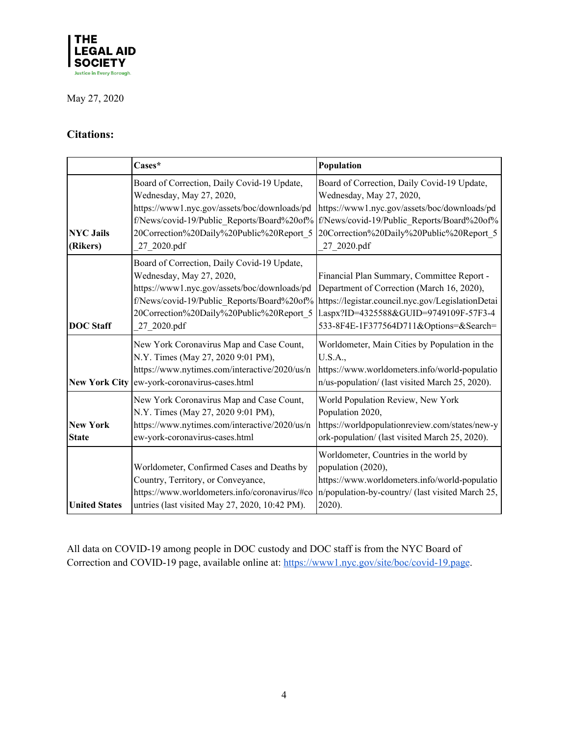**THE LEGAL AID SOCIETY**
Justice in Every Borough.

May 27, 2020

### Citations:

| | Cases* | Population |
|---|---|---|
| **NYC Jails (Rikers)** | Board of Correction, Daily Covid-19 Update, Wednesday, May 27, 2020, https://www1.nyc.gov/assets/boc/downloads/pdf/News/covid-19/Public_Reports/Board%20of%20Correction%20Daily%20Public%20Report_5_27_2020.pdf | Board of Correction, Daily Covid-19 Update, Wednesday, May 27, 2020, https://www1.nyc.gov/assets/boc/downloads/pdf/News/covid-19/Public_Reports/Board%20of%20Correction%20Daily%20Public%20Report_5_27_2020.pdf |
| **DOC Staff** | Board of Correction, Daily Covid-19 Update, Wednesday, May 27, 2020, https://www1.nyc.gov/assets/boc/downloads/pdf/News/covid-19/Public_Reports/Board%20of%20Correction%20Daily%20Public%20Report_5_27_2020.pdf | Financial Plan Summary, Committee Report - Department of Correction (March 16, 2020), https://legistar.council.nyc.gov/LegislationDetail.aspx?ID=4325588&GUID=9749109F-57F3-4533-8F4E-1F377564D711&Options=&Search= |
| **New York City** | New York Coronavirus Map and Case Count, N.Y. Times (May 27, 2020 9:01 PM), https://www.nytimes.com/interactive/2020/us/new-york-coronavirus-cases.html | Worldometer, Main Cities by Population in the U.S.A., https://www.worldometers.info/world-population/us-population/ (last visited March 25, 2020). |
| **New York State** | New York Coronavirus Map and Case Count, N.Y. Times (May 27, 2020 9:01 PM), https://www.nytimes.com/interactive/2020/us/new-york-coronavirus-cases.html | World Population Review, New York Population 2020, https://worldpopulationreview.com/states/new-york-population/ (last visited March 25, 2020). |
| **United States** | Worldometer, Confirmed Cases and Deaths by Country, Territory, or Conveyance, https://www.worldometers.info/coronavirus/#countries (last visited May 27, 2020, 10:42 PM). | Worldometer, Countries in the world by population (2020), https://www.worldometers.info/world-population/population-by-country/ (last visited March 25, 2020). |

All data on COVID-19 among people in DOC custody and DOC staff is from the NYC Board of Correction and COVID-19 page, available online at: [https://www1.nyc.gov/site/boc/covid-19.page](https://www1.nyc.gov/site/boc/covid-19.page).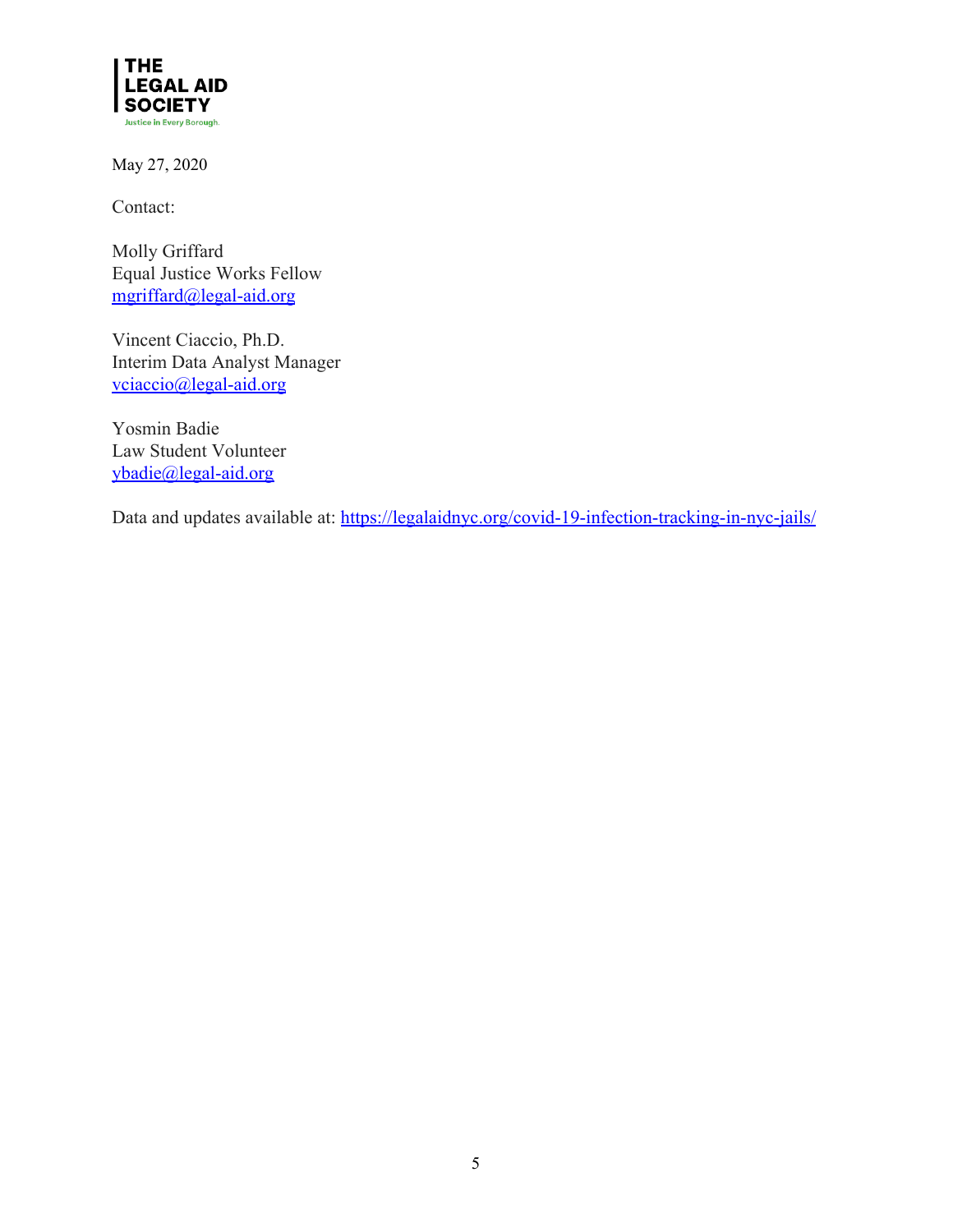THE LEGAL AID SOCIETY
Justice in Every Borough.

May 27, 2020

Contact:

Molly Griffard
Equal Justice Works Fellow
mgriffard@legal-aid.org

Vincent Ciaccio, Ph.D.
Interim Data Analyst Manager
vciaccio@legal-aid.org

Yosmin Badie
Law Student Volunteer
ybadie@legal-aid.org

Data and updates available at: https://legalaidnyc.org/covid-19-infection-tracking-in-nyc-jails/